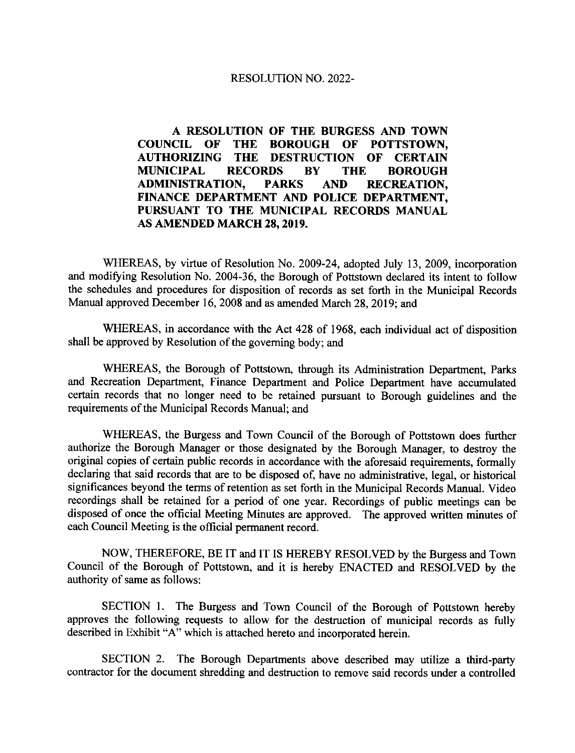RESOLUTION NO. 2022-

**A RESOLUTION OF THE BURGESS AND TOWN COUNCIL OF THE BOROUGH OF POTTSTOWN, AUTHORIZING THE DESTRUCTION OF CERTAIN MUNICIPAL RECORDS BY THE BOROUGH ADMINISTRATION, PARKS AND RECREATION, FINANCE DEPARTMENT AND POLICE DEPARTMENT, PURSUANT TO THE MUNICIPAL RECORDS MANUAL AS AMENDED MARCH 28, 2019.**

WHEREAS, by virtue of Resolution No. 2009-24, adopted July 13, 2009, incorporation and modifying Resolution No. 2004-36, the Borough of Pottstown declared its intent to follow the schedules and procedures for disposition of records as set forth in the Municipal Records Manual approved December 16, 2008 and as amended March 28, 2019; and

WHEREAS, in accordance with the Act 428 of 1968, each individual act of disposition shall be approved by Resolution of the governing body; and

WHEREAS, the Borough of Pottstown, through its Administration Department, Parks and Recreation Department, Finance Department and Police Department have accumulated certain records that no longer need to be retained pursuant to Borough guidelines and the requirements of the Municipal Records Manual; and

WHEREAS, the Burgess and Town Council of the Borough of Pottstown does further authorize the Borough Manager or those designated by the Borough Manager, to destroy the original copies of certain public records in accordance with the aforesaid requirements, formally declaring that said records that are to be disposed of, have no administrative, legal, or historical significances beyond the terms of retention as set forth in the Municipal Records Manual. Video recordings shall be retained for a period of one year. Recordings of public meetings can be disposed of once the official Meeting Minutes are approved. The approved written minutes of each Council Meeting is the official permanent record.

NOW, THEREFORE, BE IT and IT IS HEREBY RESOLVED by the Burgess and Town Council of the Borough of Pottstown, and it is hereby ENACTED and RESOLVED by the authority of same as follows:

SECTION 1. The Burgess and Town Council of the Borough of Pottstown hereby approves the following requests to allow for the destruction of municipal records as fully described in Exhibit "A" which is attached hereto and incorporated herein.

SECTION 2. The Borough Departments above described may utilize a third-party contractor for the document shredding and destruction to remove said records under a controlled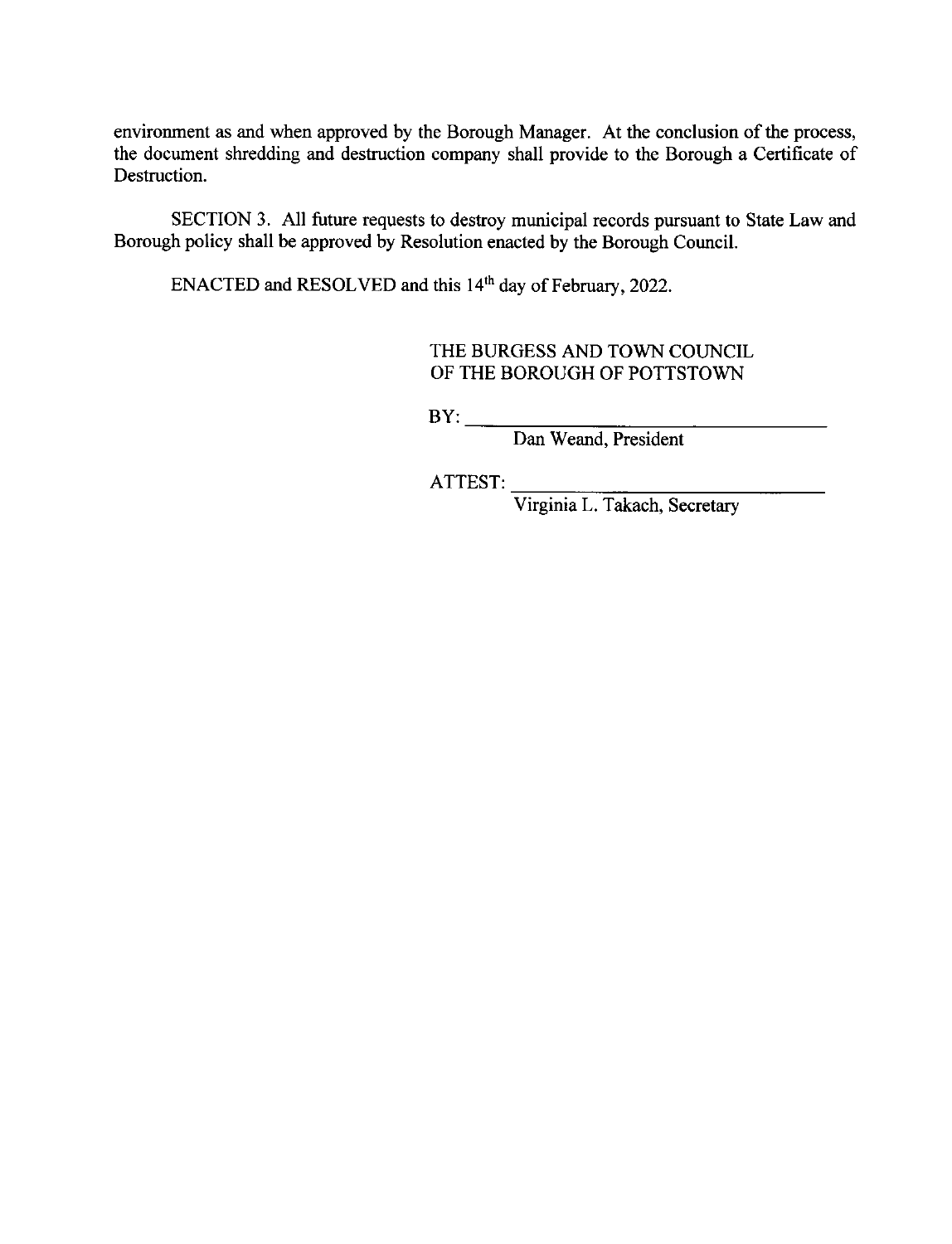environment as and when approved by the Borough Manager. At the conclusion of the process, the document shredding and destruction company shall provide to the Borough a Certificate of Destruction.

SECTION 3. All future requests to destroy municipal records pursuant to State Law and Borough policy shall be approved by Resolution enacted by the Borough Council.

ENACTED and RESOLVED and this 14th day of February, 2022.

THE BURGESS AND TOWN COUNCIL
OF THE BOROUGH OF POTTSTOWN

BY: ______________________________
Dan Weand, President

ATTEST: ______________________________
Virginia L. Takach, Secretary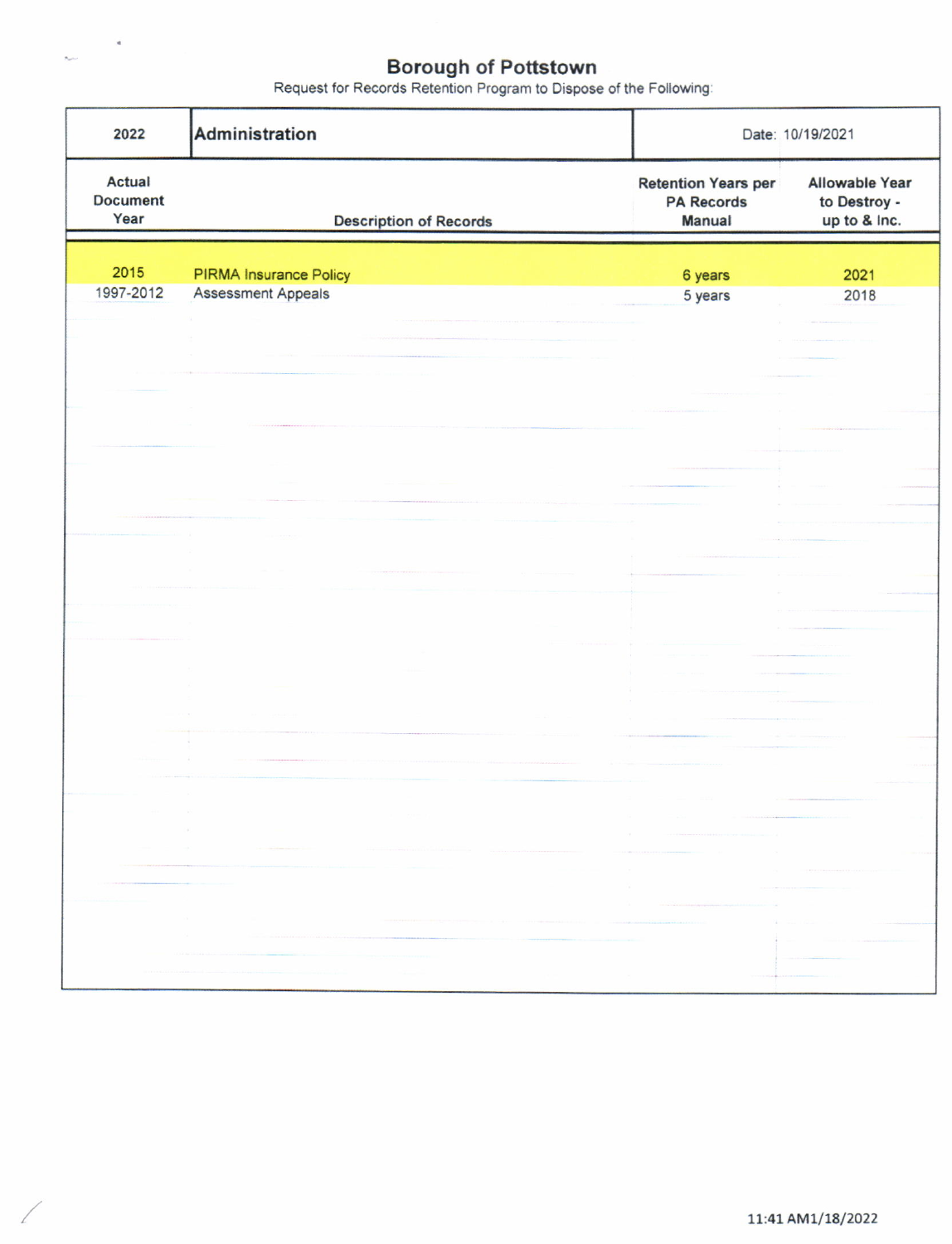# Borough of Pottstown

Request for Records Retention Program to Dispose of the Following:

| 2022 | Administration | Date: 10/19/2021 | |
|---|---|---|---|
| **Actual Document Year** | **Description of Records** | **Retention Years per PA Records Manual** | **Allowable Year to Destroy - up to & Inc.** |
| 2015 | PIRMA Insurance Policy | 6 years | 2021 |
| 1997-2012 | Assessment Appeals | 5 years | 2018 |

11:41 AM1/18/2022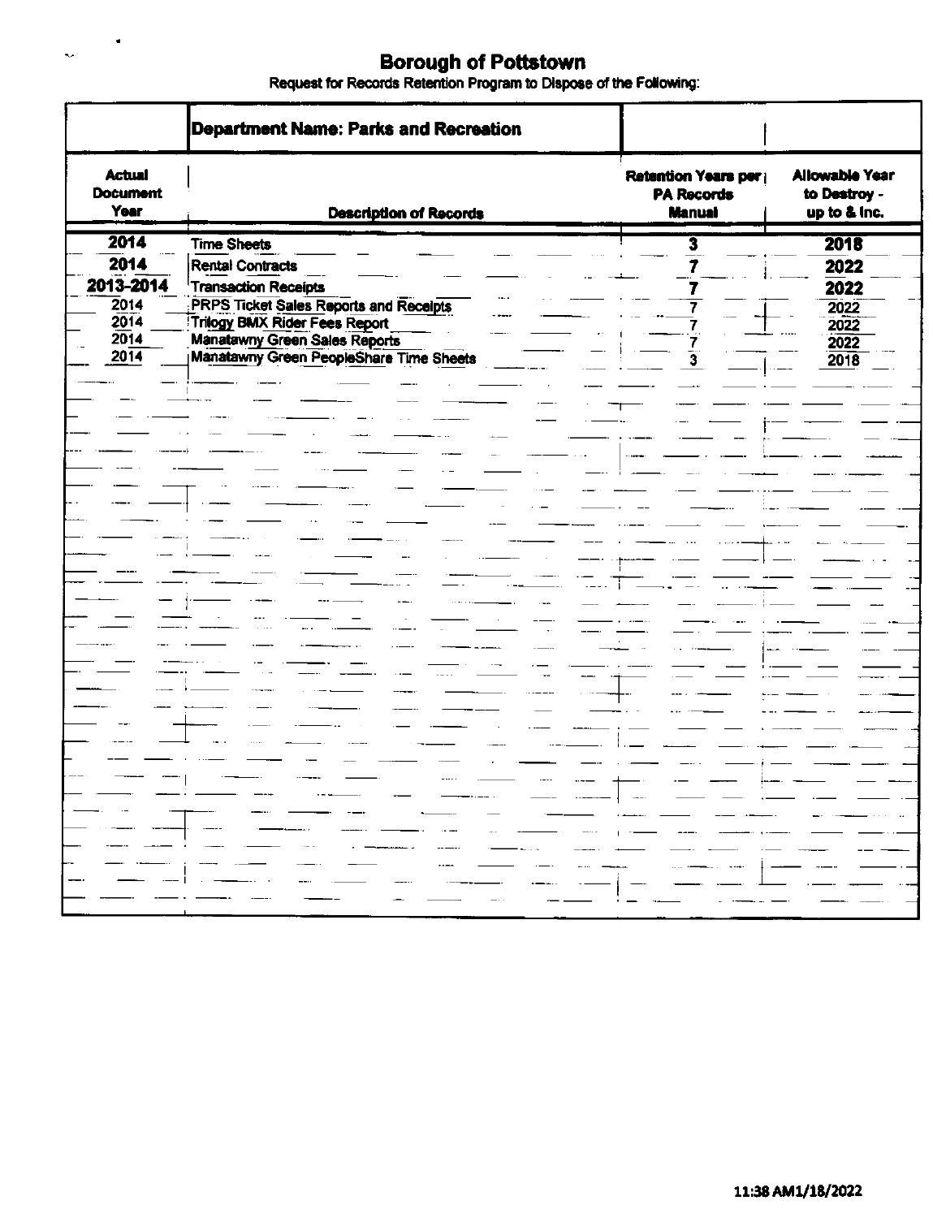# Borough of Pottstown

Request for Records Retention Program to Dispose of the Following:

| | **Department Name: Parks and Recreation** | | |
|---|---|---|---|
| **Actual Document Year** | **Description of Records** | **Retention Years per PA Records Manual** | **Allowable Year to Destroy - up to & Inc.** |
| 2014 | Time Sheets | 3 | 2018 |
| 2014 | Rental Contracts | 7 | 2022 |
| 2013-2014 | Transaction Receipts | 7 | 2022 |
| 2014 | PRPS Ticket Sales Reports and Receipts | 7 | 2022 |
| 2014 | Trilogy BMX Rider Fees Report | 7 | 2022 |
| 2014 | Manatawny Green Sales Reports | 7 | 2022 |
| 2014 | Manatawny Green PeopleShare Time Sheets | 3 | 2018 |

11:38 AM1/18/2022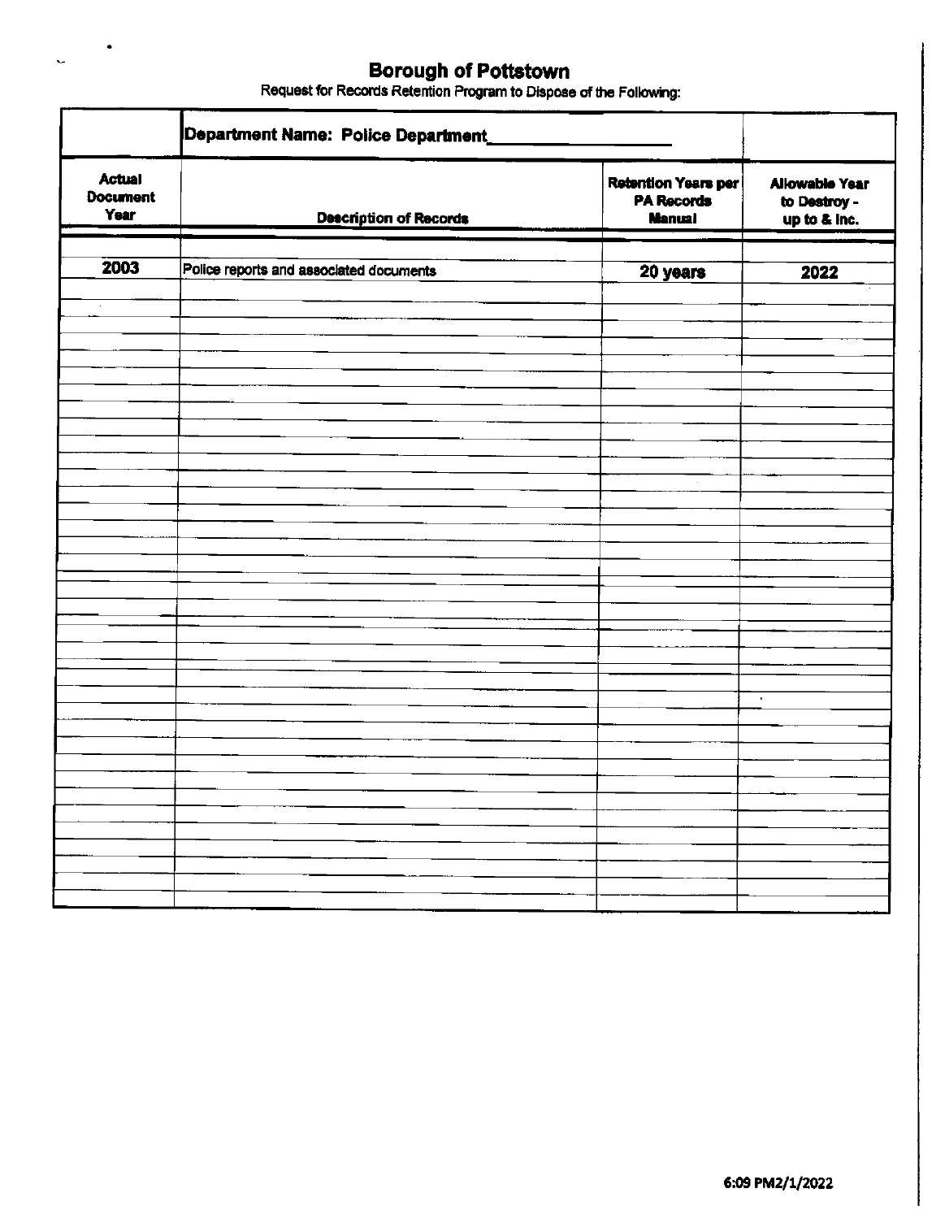# Borough of Pottstown

Request for Records Retention Program to Dispose of the Following:

| | Department Name: Police Department | | |
|---|---|---|---|
| **Actual Document Year** | **Description of Records** | **Retention Years per PA Records Manual** | **Allowable Year to Destroy - up to & Inc.** |
| **2003** | Police reports and associated documents | **20 years** | **2022** |

6:09 PM2/1/2022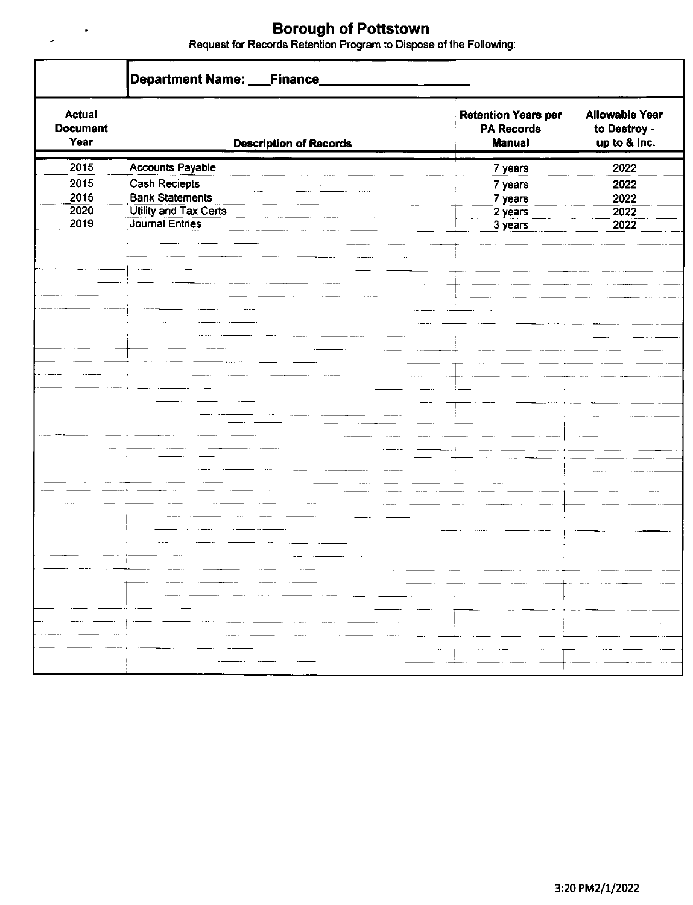# Borough of Pottstown

Request for Records Retention Program to Dispose of the Following:

| | Department Name: Finance | | |
|---|---|---|---|
| **Actual Document Year** | **Description of Records** | **Retention Years per PA Records Manual** | **Allowable Year to Destroy - up to & Inc.** |
| 2015 | Accounts Payable | 7 years | 2022 |
| 2015 | Cash Reciepts | 7 years | 2022 |
| 2015 | Bank Statements | 7 years | 2022 |
| 2020 | Utility and Tax Certs | 2 years | 2022 |
| 2019 | Journal Entries | 3 years | 2022 |

3:20 PM2/1/2022